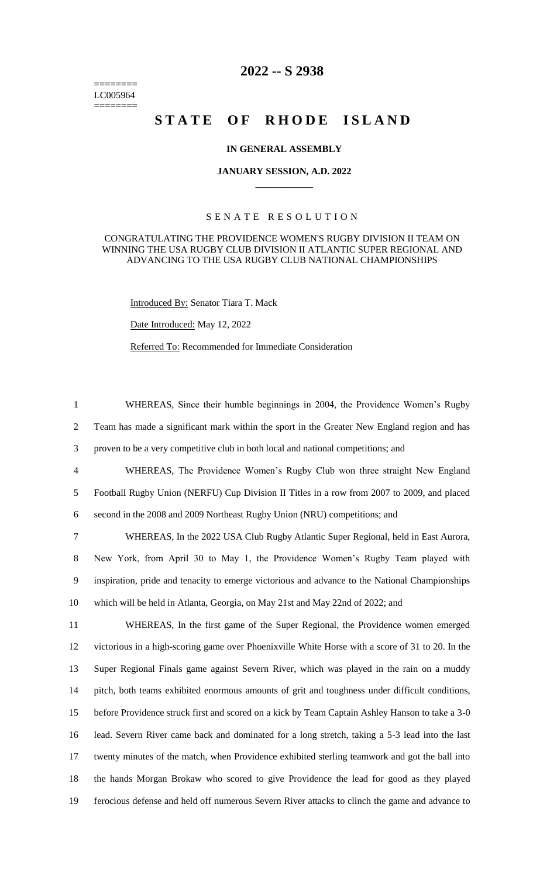# 2022 -- S 2938

========
LC005964
========

# STATE OF RHODE ISLAND

## IN GENERAL ASSEMBLY

### JANUARY SESSION, A.D. 2022

____________

S E N A T E   R E S O L U T I O N

CONGRATULATING THE PROVIDENCE WOMEN'S RUGBY DIVISION II TEAM ON WINNING THE USA RUGBY CLUB DIVISION II ATLANTIC SUPER REGIONAL AND ADVANCING TO THE USA RUGBY CLUB NATIONAL CHAMPIONSHIPS

Introduced By: Senator Tiara T. Mack

Date Introduced: May 12, 2022

Referred To: Recommended for Immediate Consideration

1 WHEREAS, Since their humble beginnings in 2004, the Providence Women's Rugby
2 Team has made a significant mark within the sport in the Greater New England region and has
3 proven to be a very competitive club in both local and national competitions; and
4 WHEREAS, The Providence Women's Rugby Club won three straight New England
5 Football Rugby Union (NERFU) Cup Division II Titles in a row from 2007 to 2009, and placed
6 second in the 2008 and 2009 Northeast Rugby Union (NRU) competitions; and
7 WHEREAS, In the 2022 USA Club Rugby Atlantic Super Regional, held in East Aurora,
8 New York, from April 30 to May 1, the Providence Women's Rugby Team played with
9 inspiration, pride and tenacity to emerge victorious and advance to the National Championships
10 which will be held in Atlanta, Georgia, on May 21st and May 22nd of 2022; and
11 WHEREAS, In the first game of the Super Regional, the Providence women emerged
12 victorious in a high-scoring game over Phoenixville White Horse with a score of 31 to 20. In the
13 Super Regional Finals game against Severn River, which was played in the rain on a muddy
14 pitch, both teams exhibited enormous amounts of grit and toughness under difficult conditions,
15 before Providence struck first and scored on a kick by Team Captain Ashley Hanson to take a 3-0
16 lead. Severn River came back and dominated for a long stretch, taking a 5-3 lead into the last
17 twenty minutes of the match, when Providence exhibited sterling teamwork and got the ball into
18 the hands Morgan Brokaw who scored to give Providence the lead for good as they played
19 ferocious defense and held off numerous Severn River attacks to clinch the game and advance to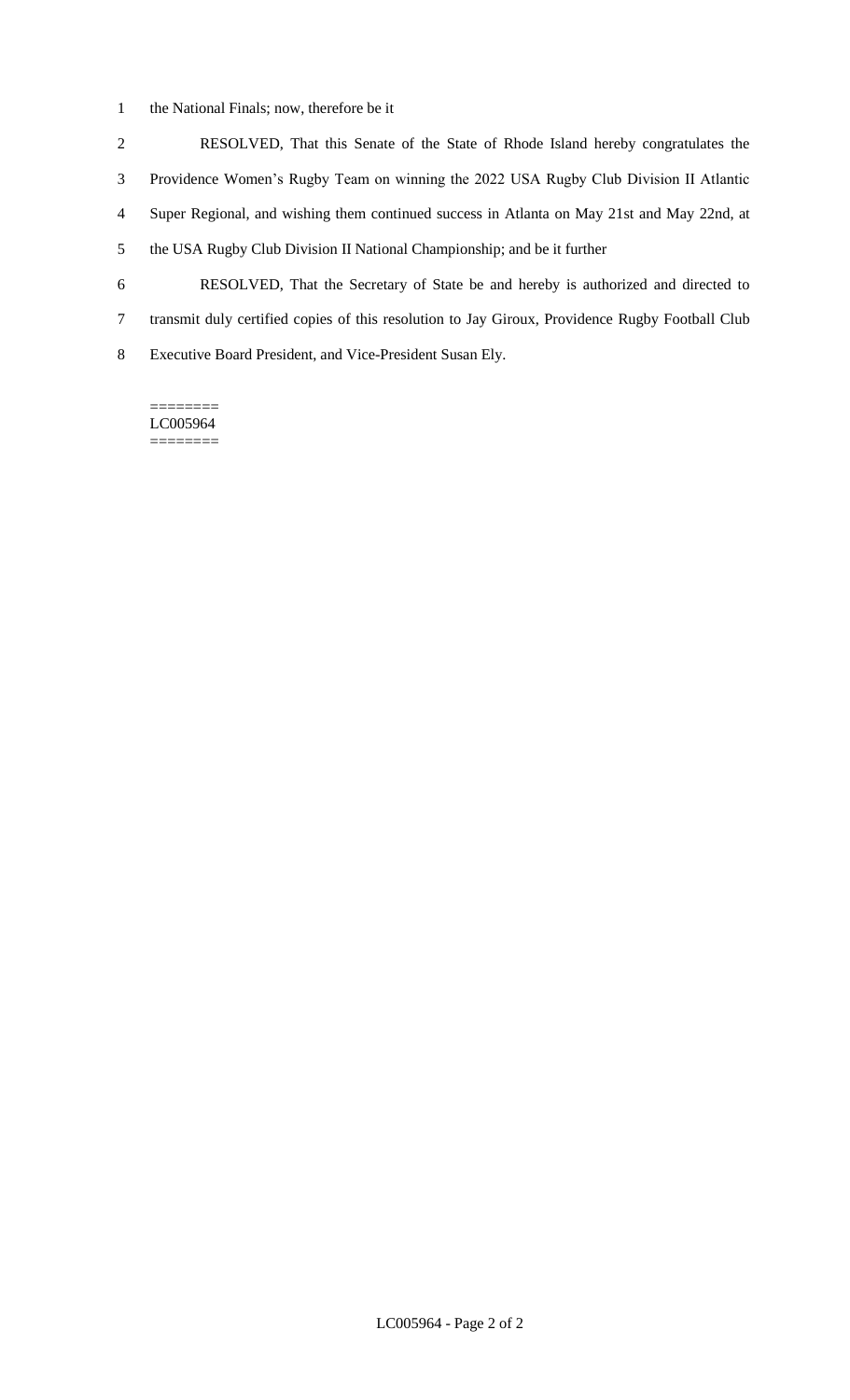the National Finals; now, therefore be it

RESOLVED, That this Senate of the State of Rhode Island hereby congratulates the Providence Women's Rugby Team on winning the 2022 USA Rugby Club Division II Atlantic Super Regional, and wishing them continued success in Atlanta on May 21st and May 22nd, at the USA Rugby Club Division II National Championship; and be it further

RESOLVED, That the Secretary of State be and hereby is authorized and directed to transmit duly certified copies of this resolution to Jay Giroux, Providence Rugby Football Club Executive Board President, and Vice-President Susan Ely.

========
LC005964
========